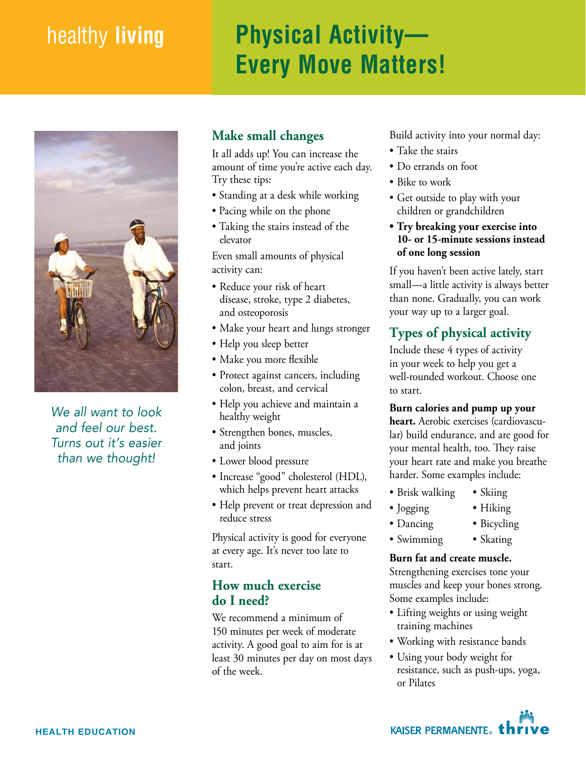healthy **living**

# Physical Activity—Every Move Matters!

*We all want to look and feel our best. Turns out it's easier than we thought!*

## Make small changes

It all adds up! You can increase the amount of time you're active each day. Try these tips:

- Standing at a desk while working
- Pacing while on the phone
- Taking the stairs instead of the elevator

Even small amounts of physical activity can:

- Reduce your risk of heart disease, stroke, type 2 diabetes, and osteoporosis
- Make your heart and lungs stronger
- Help you sleep better
- Make you more flexible
- Protect against cancers, including colon, breast, and cervical
- Help you achieve and maintain a healthy weight
- Strengthen bones, muscles, and joints
- Lower blood pressure
- Increase "good" cholesterol (HDL), which helps prevent heart attacks
- Help prevent or treat depression and reduce stress

Physical activity is good for everyone at every age. It's never too late to start.

## How much exercise do I need?

We recommend a minimum of 150 minutes per week of moderate activity. A good goal to aim for is at least 30 minutes per day on most days of the week.

Build activity into your normal day:

- Take the stairs
- Do errands on foot
- Bike to work
- Get outside to play with your children or grandchildren
- **Try breaking your exercise into 10- or 15-minute sessions instead of one long session**

If you haven't been active lately, start small—a little activity is always better than none. Gradually, you can work your way up to a larger goal.

## Types of physical activity

Include these 4 types of activity in your week to help you get a well-rounded workout. Choose one to start.

**Burn calories and pump up your heart.** Aerobic exercises (cardiovascular) build endurance, and are good for your mental health, too. They raise your heart rate and make you breathe harder. Some examples include:

- Brisk walking
- Jogging
- Dancing
- Swimming
- Skiing
- Hiking
- Bicycling
- Skating

**Burn fat and create muscle.** Strengthening exercises tone your muscles and keep your bones strong. Some examples include:

- Lifting weights or using weight training machines
- Working with resistance bands
- Using your body weight for resistance, such as push-ups, yoga, or Pilates

HEALTH EDUCATION

KAISER PERMANENTE® thrive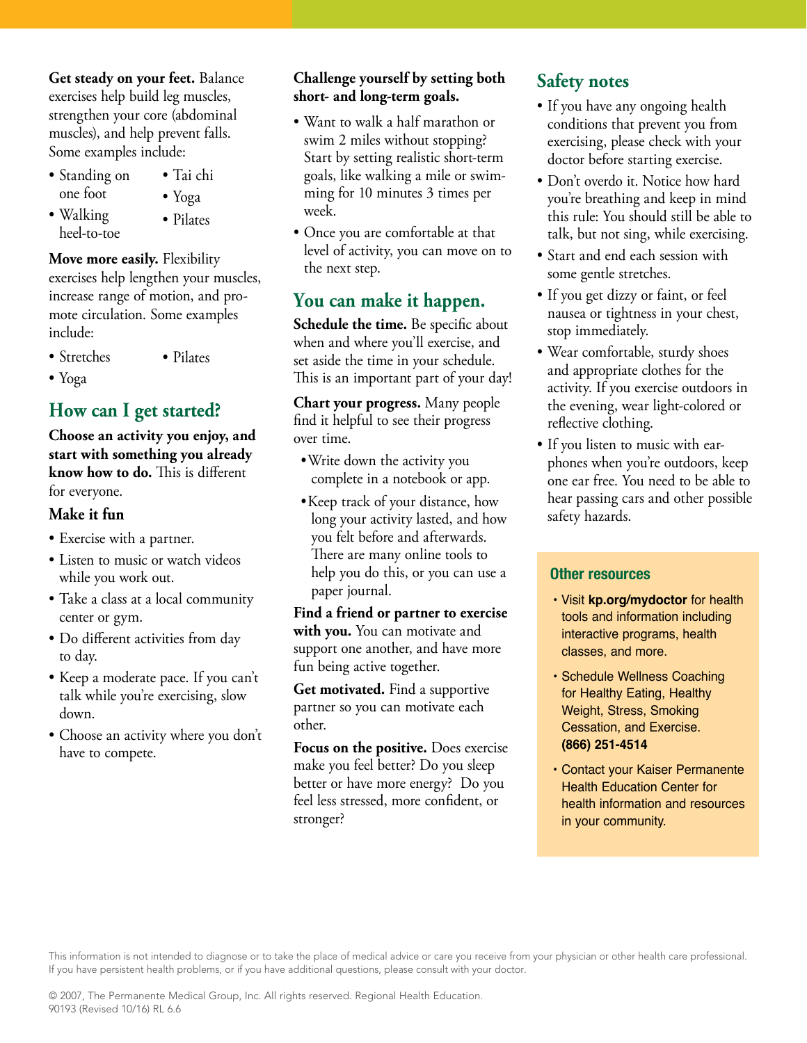**Get steady on your feet.** Balance exercises help build leg muscles, strengthen your core (abdominal muscles), and help prevent falls. Some examples include:

- Standing on one foot
- Walking heel-to-toe
- Tai chi
- Yoga
- Pilates

**Move more easily.** Flexibility exercises help lengthen your muscles, increase range of motion, and promote circulation. Some examples include:

- Stretches
- Yoga
- Pilates

## How can I get started?

**Choose an activity you enjoy, and start with something you already know how to do.** This is different for everyone.

### Make it fun

- Exercise with a partner.
- Listen to music or watch videos while you work out.
- Take a class at a local community center or gym.
- Do different activities from day to day.
- Keep a moderate pace. If you can't talk while you're exercising, slow down.
- Choose an activity where you don't have to compete.

**Challenge yourself by setting both short- and long-term goals.**

- Want to walk a half marathon or swim 2 miles without stopping? Start by setting realistic short-term goals, like walking a mile or swimming for 10 minutes 3 times per week.
- Once you are comfortable at that level of activity, you can move on to the next step.

## You can make it happen.

**Schedule the time.** Be specific about when and where you'll exercise, and set aside the time in your schedule. This is an important part of your day!

**Chart your progress.** Many people find it helpful to see their progress over time.

- Write down the activity you complete in a notebook or app.
- Keep track of your distance, how long your activity lasted, and how you felt before and afterwards. There are many online tools to help you do this, or you can use a paper journal.

**Find a friend or partner to exercise with you.** You can motivate and support one another, and have more fun being active together.

**Get motivated.** Find a supportive partner so you can motivate each other.

**Focus on the positive.** Does exercise make you feel better? Do you sleep better or have more energy? Do you feel less stressed, more confident, or stronger?

## Safety notes

- If you have any ongoing health conditions that prevent you from exercising, please check with your doctor before starting exercise.
- Don't overdo it. Notice how hard you're breathing and keep in mind this rule: You should still be able to talk, but not sing, while exercising.
- Start and end each session with some gentle stretches.
- If you get dizzy or faint, or feel nausea or tightness in your chest, stop immediately.
- Wear comfortable, sturdy shoes and appropriate clothes for the activity. If you exercise outdoors in the evening, wear light-colored or reflective clothing.
- If you listen to music with earphones when you're outdoors, keep one ear free. You need to be able to hear passing cars and other possible safety hazards.

### Other resources

- Visit **kp.org/mydoctor** for health tools and information including interactive programs, health classes, and more.
- Schedule Wellness Coaching for Healthy Eating, Healthy Weight, Stress, Smoking Cessation, and Exercise. **(866) 251-4514**
- Contact your Kaiser Permanente Health Education Center for health information and resources in your community.

This information is not intended to diagnose or to take the place of medical advice or care you receive from your physician or other health care professional. If you have persistent health problems, or if you have additional questions, please consult with your doctor.

© 2007, The Permanente Medical Group, Inc. All rights reserved. Regional Health Education.
90193 (Revised 10/16) RL 6.6